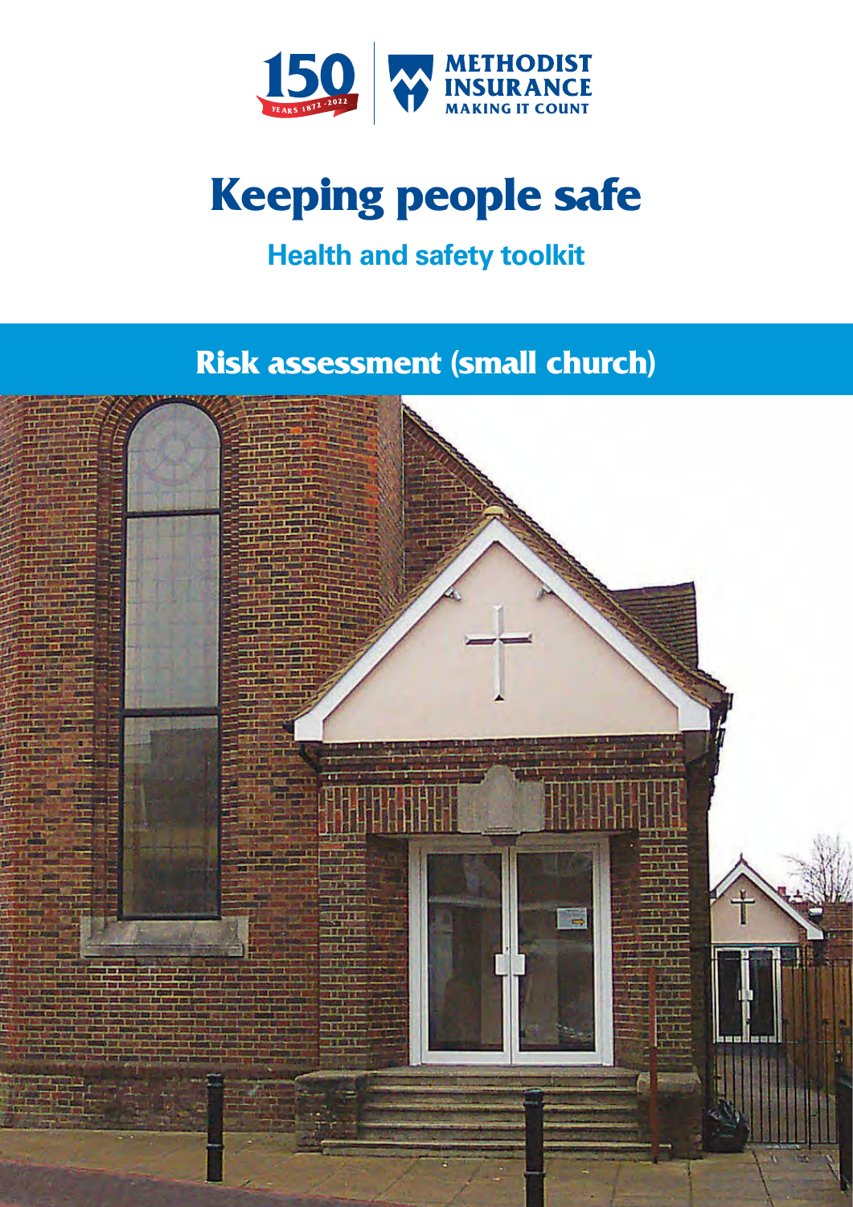150 YEARS 1872 - 2022

METHODIST INSURANCE
MAKING IT COUNT

# Keeping people safe

## Health and safety toolkit

## Risk assessment (small church)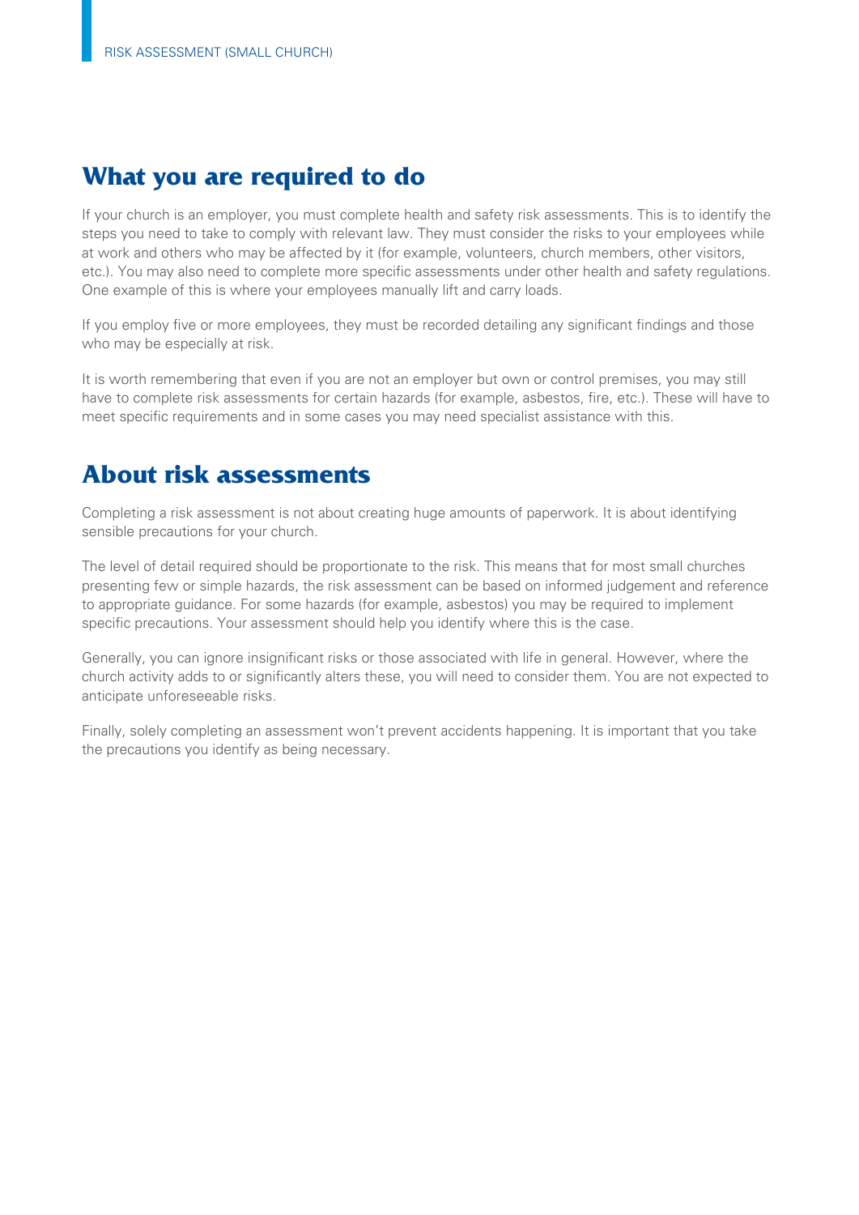## What you are required to do

If your church is an employer, you must complete health and safety risk assessments. This is to identify the steps you need to take to comply with relevant law. They must consider the risks to your employees while at work and others who may be affected by it (for example, volunteers, church members, other visitors, etc.). You may also need to complete more specific assessments under other health and safety regulations. One example of this is where your employees manually lift and carry loads.

If you employ five or more employees, they must be recorded detailing any significant findings and those who may be especially at risk.

It is worth remembering that even if you are not an employer but own or control premises, you may still have to complete risk assessments for certain hazards (for example, asbestos, fire, etc.). These will have to meet specific requirements and in some cases you may need specialist assistance with this.

## About risk assessments

Completing a risk assessment is not about creating huge amounts of paperwork. It is about identifying sensible precautions for your church.

The level of detail required should be proportionate to the risk. This means that for most small churches presenting few or simple hazards, the risk assessment can be based on informed judgement and reference to appropriate guidance. For some hazards (for example, asbestos) you may be required to implement specific precautions. Your assessment should help you identify where this is the case.

Generally, you can ignore insignificant risks or those associated with life in general. However, where the church activity adds to or significantly alters these, you will need to consider them. You are not expected to anticipate unforeseeable risks.

Finally, solely completing an assessment won't prevent accidents happening. It is important that you take the precautions you identify as being necessary.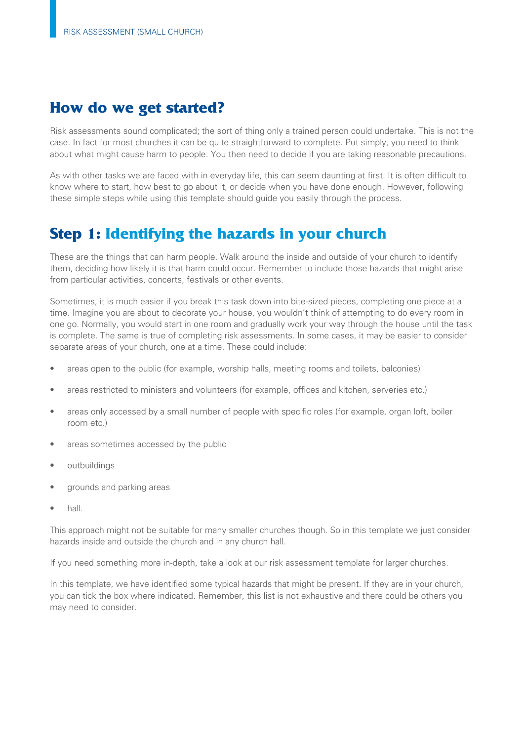## How do we get started?

Risk assessments sound complicated; the sort of thing only a trained person could undertake. This is not the case. In fact for most churches it can be quite straightforward to complete. Put simply, you need to think about what might cause harm to people. You then need to decide if you are taking reasonable precautions.

As with other tasks we are faced with in everyday life, this can seem daunting at first. It is often difficult to know where to start, how best to go about it, or decide when you have done enough. However, following these simple steps while using this template should guide you easily through the process.

## Step 1: Identifying the hazards in your church

These are the things that can harm people. Walk around the inside and outside of your church to identify them, deciding how likely it is that harm could occur. Remember to include those hazards that might arise from particular activities, concerts, festivals or other events.

Sometimes, it is much easier if you break this task down into bite-sized pieces, completing one piece at a time. Imagine you are about to decorate your house, you wouldn't think of attempting to do every room in one go. Normally, you would start in one room and gradually work your way through the house until the task is complete. The same is true of completing risk assessments. In some cases, it may be easier to consider separate areas of your church, one at a time. These could include:

- areas open to the public (for example, worship halls, meeting rooms and toilets, balconies)
- areas restricted to ministers and volunteers (for example, offices and kitchen, serveries etc.)
- areas only accessed by a small number of people with specific roles (for example, organ loft, boiler room etc.)
- areas sometimes accessed by the public
- outbuildings
- grounds and parking areas
- hall.

This approach might not be suitable for many smaller churches though. So in this template we just consider hazards inside and outside the church and in any church hall.

If you need something more in-depth, take a look at our risk assessment template for larger churches.

In this template, we have identified some typical hazards that might be present. If they are in your church, you can tick the box where indicated. Remember, this list is not exhaustive and there could be others you may need to consider.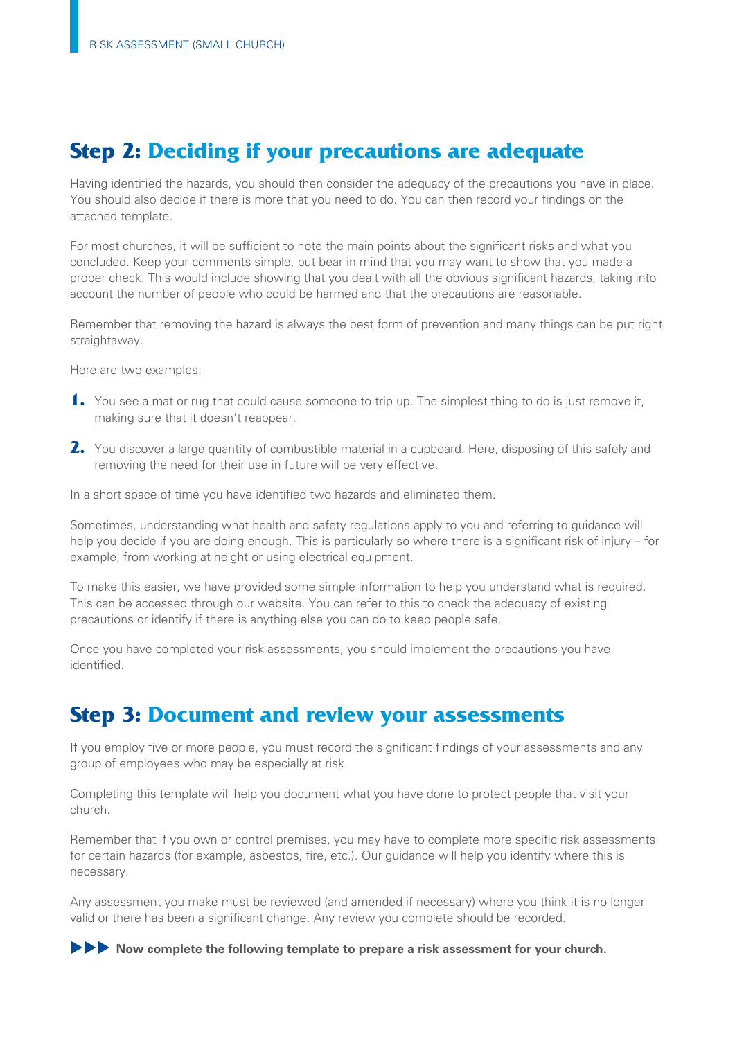## Step 2: Deciding if your precautions are adequate

Having identified the hazards, you should then consider the adequacy of the precautions you have in place. You should also decide if there is more that you need to do. You can then record your findings on the attached template.

For most churches, it will be sufficient to note the main points about the significant risks and what you concluded. Keep your comments simple, but bear in mind that you may want to show that you made a proper check. This would include showing that you dealt with all the obvious significant hazards, taking into account the number of people who could be harmed and that the precautions are reasonable.

Remember that removing the hazard is always the best form of prevention and many things can be put right straightaway.

Here are two examples:

1. You see a mat or rug that could cause someone to trip up. The simplest thing to do is just remove it, making sure that it doesn't reappear.
2. You discover a large quantity of combustible material in a cupboard. Here, disposing of this safely and removing the need for their use in future will be very effective.

In a short space of time you have identified two hazards and eliminated them.

Sometimes, understanding what health and safety regulations apply to you and referring to guidance will help you decide if you are doing enough. This is particularly so where there is a significant risk of injury – for example, from working at height or using electrical equipment.

To make this easier, we have provided some simple information to help you understand what is required. This can be accessed through our website. You can refer to this to check the adequacy of existing precautions or identify if there is anything else you can do to keep people safe.

Once you have completed your risk assessments, you should implement the precautions you have identified.

## Step 3: Document and review your assessments

If you employ five or more people, you must record the significant findings of your assessments and any group of employees who may be especially at risk.

Completing this template will help you document what you have done to protect people that visit your church.

Remember that if you own or control premises, you may have to complete more specific risk assessments for certain hazards (for example, asbestos, fire, etc.). Our guidance will help you identify where this is necessary.

Any assessment you make must be reviewed (and amended if necessary) where you think it is no longer valid or there has been a significant change. Any review you complete should be recorded.

▶▶▶ **Now complete the following template to prepare a risk assessment for your church.**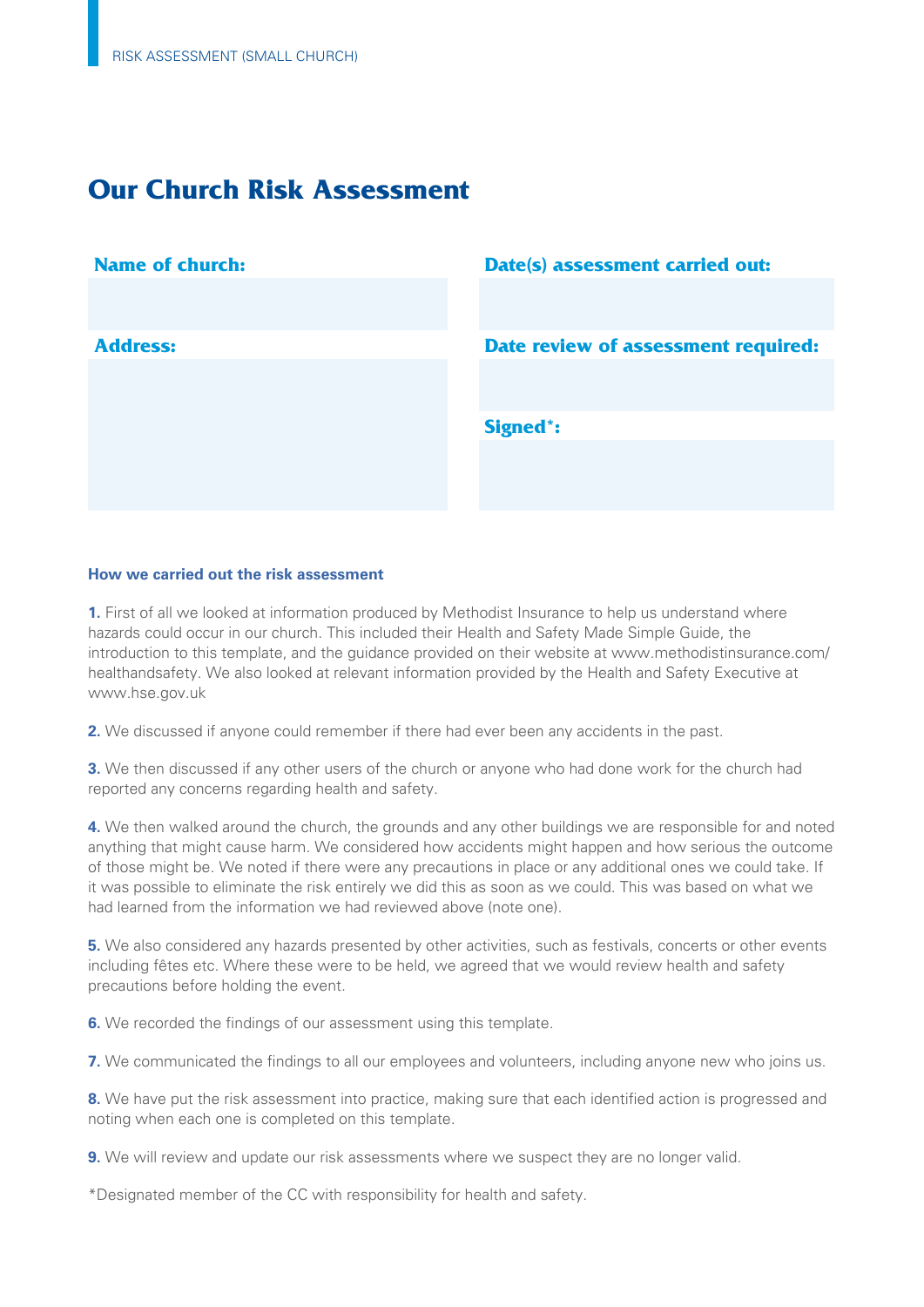# Our Church Risk Assessment

| Name of church: | Date(s) assessment carried out: |
|---|---|
| | |
| **Address:** | **Date review of assessment required:** |
| | |
| | **Signed*:** |
| | |

### How we carried out the risk assessment

**1.** First of all we looked at information produced by Methodist Insurance to help us understand where hazards could occur in our church. This included their Health and Safety Made Simple Guide, the introduction to this template, and the guidance provided on their website at www.methodistinsurance.com/healthandsafety. We also looked at relevant information provided by the Health and Safety Executive at www.hse.gov.uk

**2.** We discussed if anyone could remember if there had ever been any accidents in the past.

**3.** We then discussed if any other users of the church or anyone who had done work for the church had reported any concerns regarding health and safety.

**4.** We then walked around the church, the grounds and any other buildings we are responsible for and noted anything that might cause harm. We considered how accidents might happen and how serious the outcome of those might be. We noted if there were any precautions in place or any additional ones we could take. If it was possible to eliminate the risk entirely we did this as soon as we could. This was based on what we had learned from the information we had reviewed above (note one).

**5.** We also considered any hazards presented by other activities, such as festivals, concerts or other events including fêtes etc. Where these were to be held, we agreed that we would review health and safety precautions before holding the event.

**6.** We recorded the findings of our assessment using this template.

**7.** We communicated the findings to all our employees and volunteers, including anyone new who joins us.

**8.** We have put the risk assessment into practice, making sure that each identified action is progressed and noting when each one is completed on this template.

**9.** We will review and update our risk assessments where we suspect they are no longer valid.

*Designated member of the CC with responsibility for health and safety.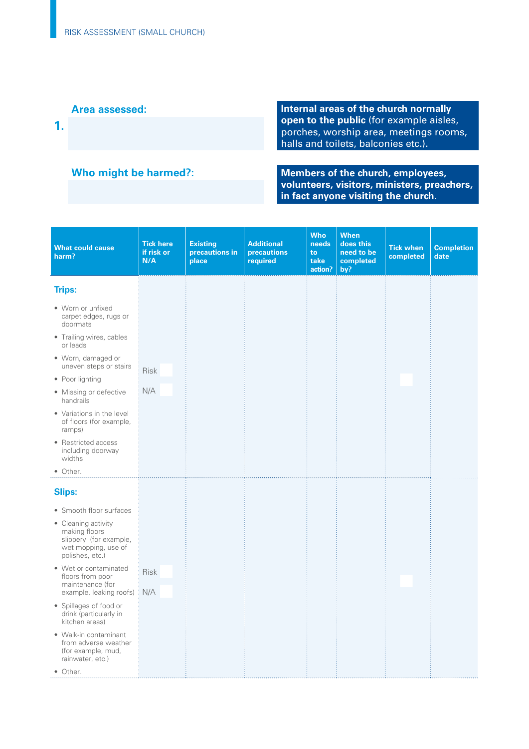**Area assessed:**

**1.**

**Internal areas of the church normally open to the public** (for example aisles, porches, worship area, meetings rooms, halls and toilets, balconies etc.).

**Who might be harmed?:**

**Members of the church, employees, volunteers, visitors, ministers, preachers, in fact anyone visiting the church.**

| What could cause harm? | Tick here if risk or N/A | Existing precautions in place | Additional precautions required | Who needs to take action? | When does this need to be completed by? | Tick when completed | Completion date |
|---|---|---|---|---|---|---|---|
| **Trips:**<br>• Worn or unfixed carpet edges, rugs or doormats<br>• Trailing wires, cables or leads<br>• Worn, damaged or uneven steps or stairs<br>• Poor lighting<br>• Missing or defective handrails<br>• Variations in the level of floors (for example, ramps)<br>• Restricted access including doorway widths<br>• Other. | Risk ☐<br>N/A ☐ | | | | | ☐ | |
| **Slips:**<br>• Smooth floor surfaces<br>• Cleaning activity making floors slippery (for example, wet mopping, use of polishes, etc.)<br>• Wet or contaminated floors from poor maintenance (for example, leaking roofs)<br>• Spillages of food or drink (particularly in kitchen areas)<br>• Walk-in contaminant from adverse weather (for example, mud, rainwater, etc.)<br>• Other. | Risk ☐<br>N/A ☐ | | | | | ☐ | |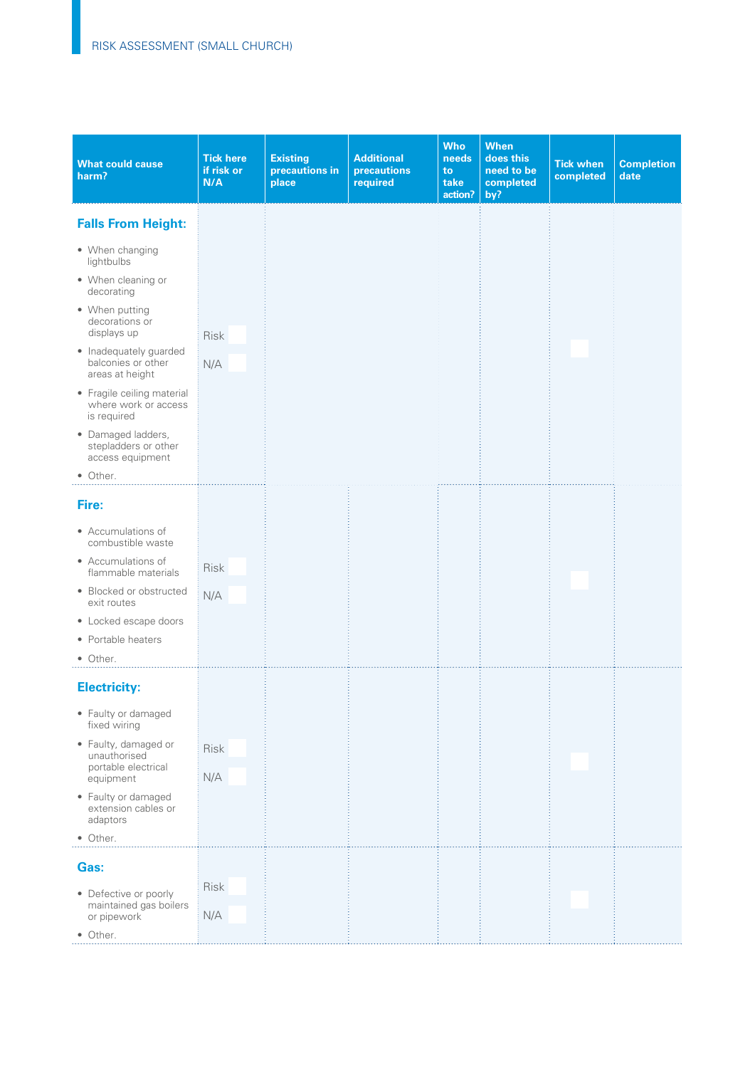RISK ASSESSMENT (SMALL CHURCH)

| What could cause harm? | Tick here if risk or N/A | Existing precautions in place | Additional precautions required | Who needs to take action? | When does this need to be completed by? | Tick when completed | Completion date |
|---|---|---|---|---|---|---|---|
| **Falls From Height:**<br>• When changing lightbulbs<br>• When cleaning or decorating<br>• When putting decorations or displays up<br>• Inadequately guarded balconies or other areas at height<br>• Fragile ceiling material where work or access is required<br>• Damaged ladders, stepladders or other access equipment<br>• Other. | Risk ☐<br>N/A ☐ | | | | | ☐ | |
| **Fire:**<br>• Accumulations of combustible waste<br>• Accumulations of flammable materials<br>• Blocked or obstructed exit routes<br>• Locked escape doors<br>• Portable heaters<br>• Other. | Risk ☐<br>N/A ☐ | | | | | ☐ | |
| **Electricity:**<br>• Faulty or damaged fixed wiring<br>• Faulty, damaged or unauthorised portable electrical equipment<br>• Faulty or damaged extension cables or adaptors<br>• Other. | Risk ☐<br>N/A ☐ | | | | | ☐ | |
| **Gas:**<br>• Defective or poorly maintained gas boilers or pipework<br>• Other. | Risk ☐<br>N/A ☐ | | | | | ☐ | |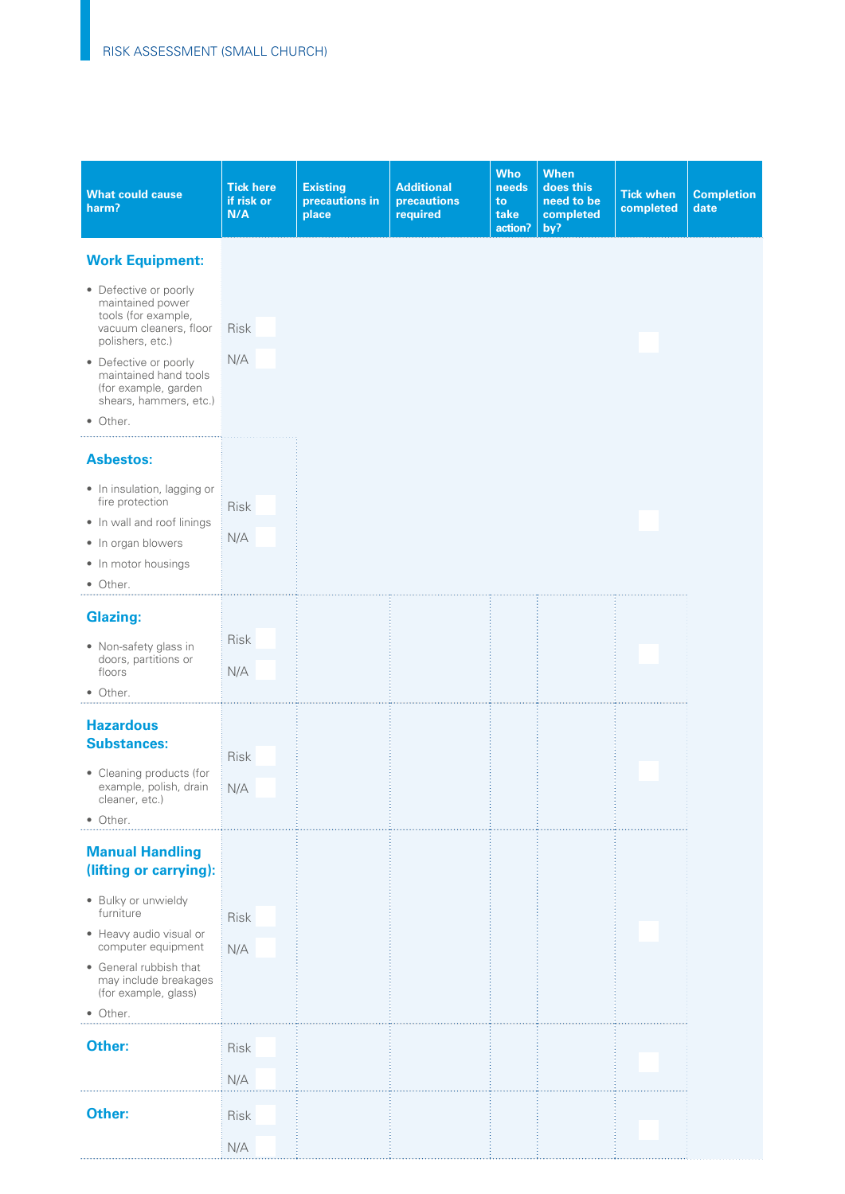## RISK ASSESSMENT (SMALL CHURCH)

| What could cause harm? | Tick here if risk or N/A | Existing precautions in place | Additional precautions required | Who needs to take action? | When does this need to be completed by? | Tick when completed | Completion date |
|---|---|---|---|---|---|---|---|
| **Work Equipment:** <br>• Defective or poorly maintained power tools (for example, vacuum cleaners, floor polishers, etc.)<br>• Defective or poorly maintained hand tools (for example, garden shears, hammers, etc.)<br>• Other. | Risk ☐<br>N/A ☐ | | | | | ☐ | |
| **Asbestos:** <br>• In insulation, lagging or fire protection<br>• In wall and roof linings<br>• In organ blowers<br>• In motor housings<br>• Other. | Risk ☐<br>N/A ☐ | | | | | ☐ | |
| **Glazing:** <br>• Non-safety glass in doors, partitions or floors<br>• Other. | Risk ☐<br>N/A ☐ | | | | | ☐ | |
| **Hazardous Substances:** <br>• Cleaning products (for example, polish, drain cleaner, etc.)<br>• Other. | Risk ☐<br>N/A ☐ | | | | | ☐ | |
| **Manual Handling (lifting or carrying):** <br>• Bulky or unwieldy furniture<br>• Heavy audio visual or computer equipment<br>• General rubbish that may include breakages (for example, glass)<br>• Other. | Risk ☐<br>N/A ☐ | | | | | ☐ | |
| **Other:** | Risk ☐<br>N/A ☐ | | | | | ☐ | |
| **Other:** | Risk ☐<br>N/A ☐ | | | | | ☐ | |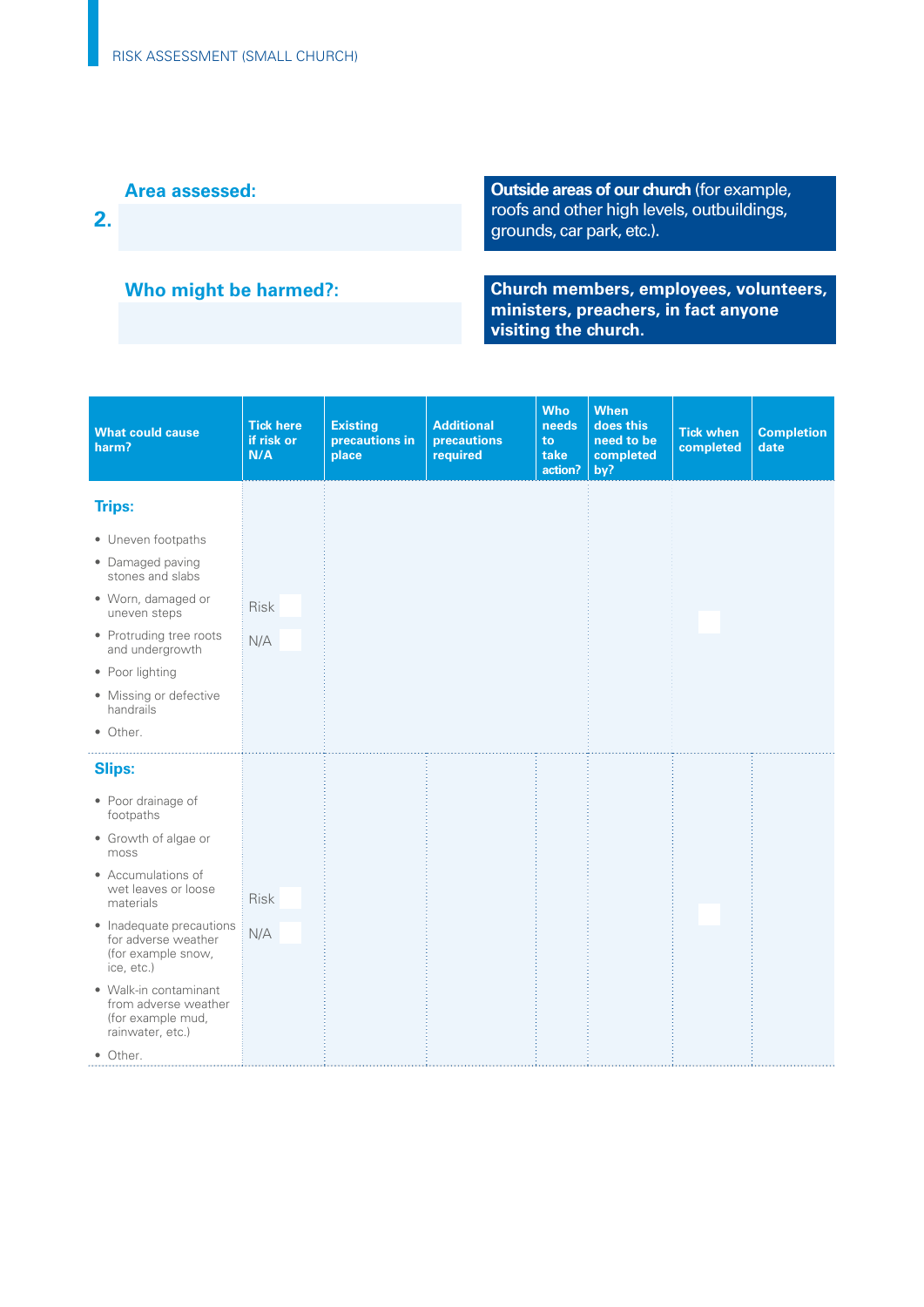## 2. Area assessed:

**Outside areas of our church** (for example, roofs and other high levels, outbuildings, grounds, car park, etc.).

## Who might be harmed?:

**Church members, employees, volunteers, ministers, preachers, in fact anyone visiting the church.**

| What could cause harm? | Tick here if risk or N/A | Existing precautions in place | Additional precautions required | Who needs to take action? | When does this need to be completed by? | Tick when completed | Completion date |
|---|---|---|---|---|---|---|---|
| **Trips:**<br>• Uneven footpaths<br>• Damaged paving stones and slabs<br>• Worn, damaged or uneven steps<br>• Protruding tree roots and undergrowth<br>• Poor lighting<br>• Missing or defective handrails<br>• Other. | Risk ☐<br>N/A ☐ | | | | | ☐ | |
| **Slips:**<br>• Poor drainage of footpaths<br>• Growth of algae or moss<br>• Accumulations of wet leaves or loose materials<br>• Inadequate precautions for adverse weather (for example snow, ice, etc.)<br>• Walk-in contaminant from adverse weather (for example mud, rainwater, etc.)<br>• Other. | Risk ☐<br>N/A ☐ | | | | | ☐ | |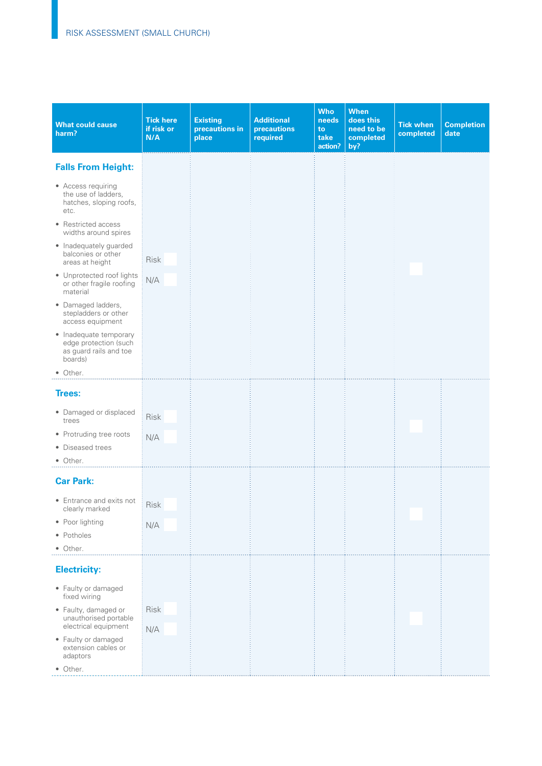# RISK ASSESSMENT (SMALL CHURCH)

| What could cause harm? | Tick here if risk or N/A | Existing precautions in place | Additional precautions required | Who needs to take action? | When does this need to be completed by? | Tick when completed | Completion date |
|---|---|---|---|---|---|---|---|
| **Falls From Height:**<br>• Access requiring the use of ladders, hatches, sloping roofs, etc.<br>• Restricted access widths around spires<br>• Inadequately guarded balconies or other areas at height<br>• Unprotected roof lights or other fragile roofing material<br>• Damaged ladders, stepladders or other access equipment<br>• Inadequate temporary edge protection (such as guard rails and toe boards)<br>• Other. | Risk ☐<br>N/A ☐ | | | | | ☐ | |
| **Trees:**<br>• Damaged or displaced trees<br>• Protruding tree roots<br>• Diseased trees<br>• Other. | Risk ☐<br>N/A ☐ | | | | | ☐ | |
| **Car Park:**<br>• Entrance and exits not clearly marked<br>• Poor lighting<br>• Potholes<br>• Other. | Risk ☐<br>N/A ☐ | | | | | ☐ | |
| **Electricity:**<br>• Faulty or damaged fixed wiring<br>• Faulty, damaged or unauthorised portable electrical equipment<br>• Faulty or damaged extension cables or adaptors<br>• Other. | Risk ☐<br>N/A ☐ | | | | | ☐ | |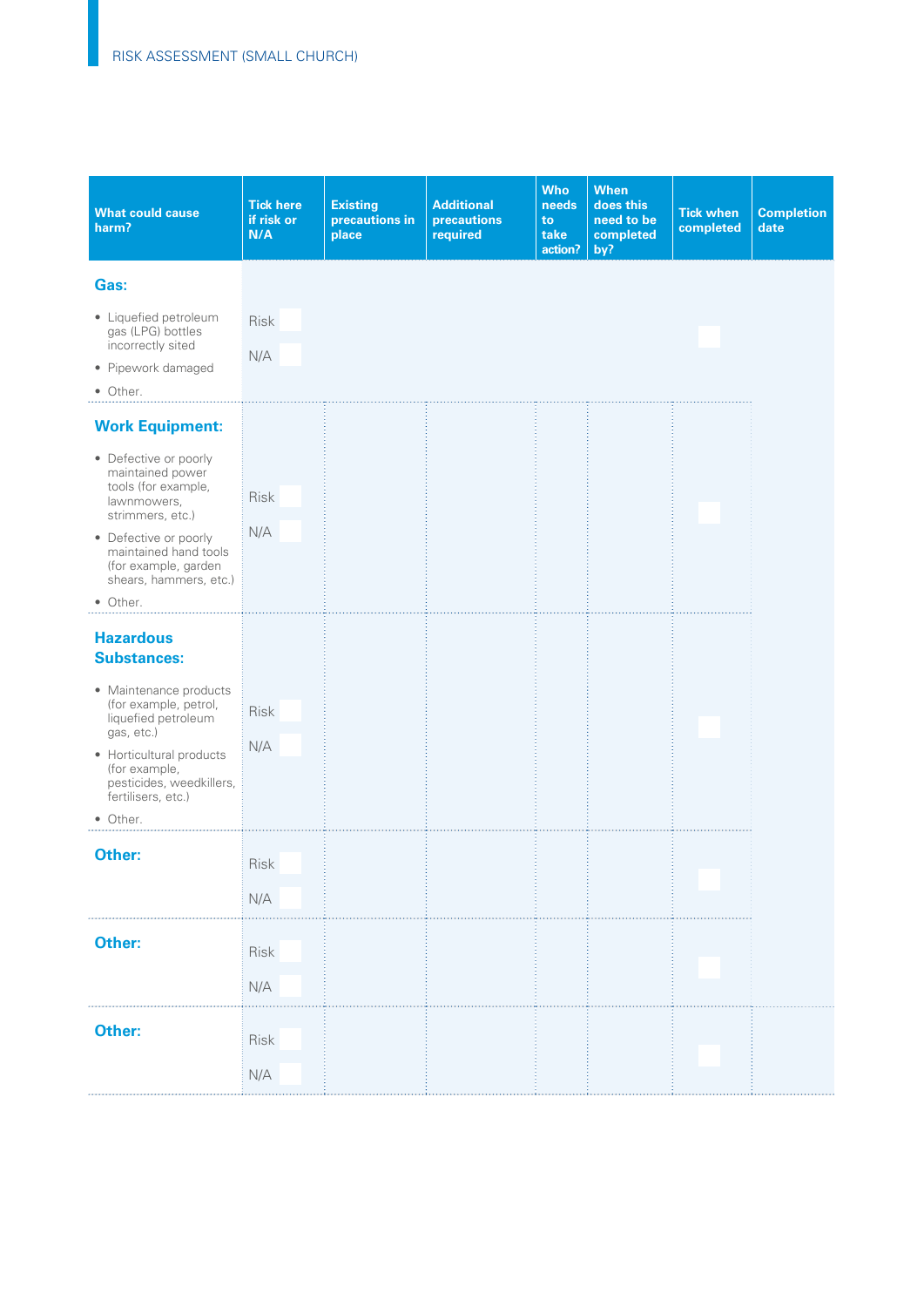RISK ASSESSMENT (SMALL CHURCH)

| What could cause harm? | Tick here if risk or N/A | Existing precautions in place | Additional precautions required | Who needs to take action? | When does this need to be completed by? | Tick when completed | Completion date |
|---|---|---|---|---|---|---|---|
| **Gas:**<br>• Liquefied petroleum gas (LPG) bottles incorrectly sited<br>• Pipework damaged<br>• Other. | Risk<br>N/A | | | | | | |
| **Work Equipment:**<br>• Defective or poorly maintained power tools (for example, lawnmowers, strimmers, etc.)<br>• Defective or poorly maintained hand tools (for example, garden shears, hammers, etc.)<br>• Other. | Risk<br>N/A | | | | | | |
| **Hazardous Substances:**<br>• Maintenance products (for example, petrol, liquefied petroleum gas, etc.)<br>• Horticultural products (for example, pesticides, weedkillers, fertilisers, etc.)<br>• Other. | Risk<br>N/A | | | | | | |
| **Other:** | Risk<br>N/A | | | | | | |
| **Other:** | Risk<br>N/A | | | | | | |
| **Other:** | Risk<br>N/A | | | | | | |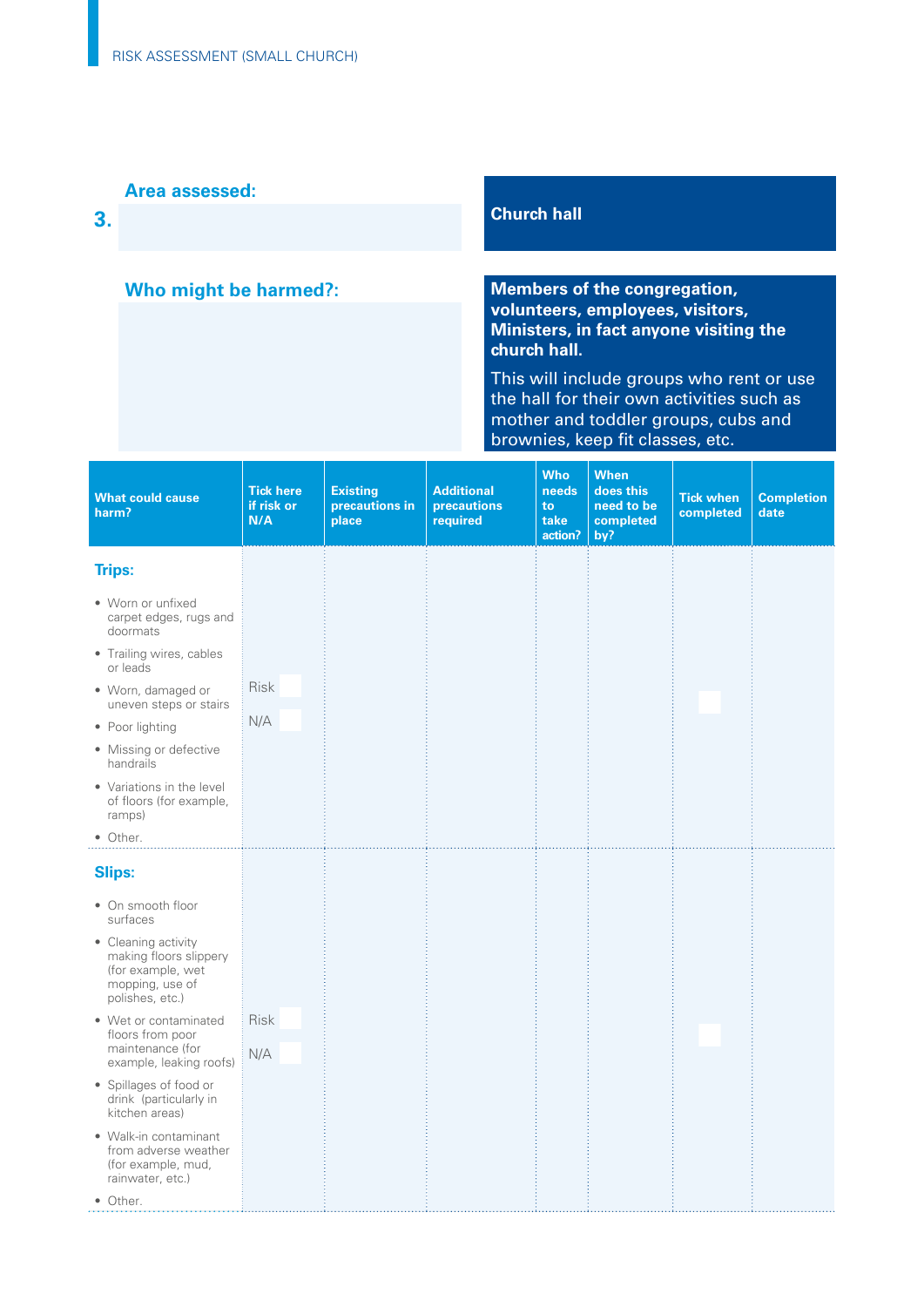**3.**

**Area assessed:** Church hall

**Who might be harmed?:** **Members of the congregation, volunteers, employees, visitors, Ministers, in fact anyone visiting the church hall.**

This will include groups who rent or use the hall for their own activities such as mother and toddler groups, cubs and brownies, keep fit classes, etc.

| What could cause harm? | Tick here if risk or N/A | Existing precautions in place | Additional precautions required | Who needs to take action? | When does this need to be completed by? | Tick when completed | Completion date |
|---|---|---|---|---|---|---|---|
| **Trips:**<br>• Worn or unfixed carpet edges, rugs and doormats<br>• Trailing wires, cables or leads<br>• Worn, damaged or uneven steps or stairs<br>• Poor lighting<br>• Missing or defective handrails<br>• Variations in the level of floors (for example, ramps)<br>• Other. | Risk ☐<br>N/A ☐ | | | | | ☐ | |
| **Slips:**<br>• On smooth floor surfaces<br>• Cleaning activity making floors slippery (for example, wet mopping, use of polishes, etc.)<br>• Wet or contaminated floors from poor maintenance (for example, leaking roofs)<br>• Spillages of food or drink (particularly in kitchen areas)<br>• Walk-in contaminant from adverse weather (for example, mud, rainwater, etc.)<br>• Other. | Risk ☐<br>N/A ☐ | | | | | ☐ | |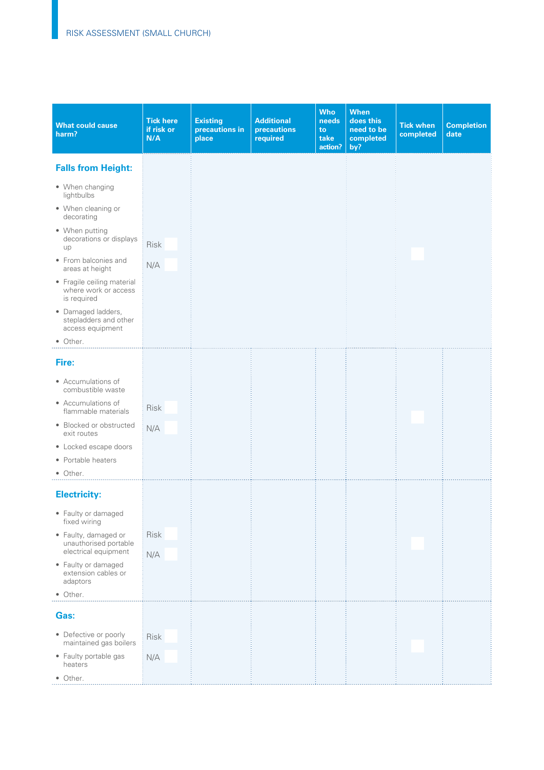| What could cause harm? | Tick here if risk or N/A | Existing precautions in place | Additional precautions required | Who needs to take action? | When does this need to be completed by? | Tick when completed | Completion date |
|---|---|---|---|---|---|---|---|
| **Falls from Height:**<br>• When changing lightbulbs<br>• When cleaning or decorating<br>• When putting decorations or displays up<br>• From balconies and areas at height<br>• Fragile ceiling material where work or access is required<br>• Damaged ladders, stepladders and other access equipment<br>• Other. | Risk<br>N/A | | | | | | |
| **Fire:**<br>• Accumulations of combustible waste<br>• Accumulations of flammable materials<br>• Blocked or obstructed exit routes<br>• Locked escape doors<br>• Portable heaters<br>• Other. | Risk<br>N/A | | | | | | |
| **Electricity:**<br>• Faulty or damaged fixed wiring<br>• Faulty, damaged or unauthorised portable electrical equipment<br>• Faulty or damaged extension cables or adaptors<br>• Other. | Risk<br>N/A | | | | | | |
| **Gas:**<br>• Defective or poorly maintained gas boilers<br>• Faulty portable gas heaters<br>• Other. | Risk<br>N/A | | | | | | |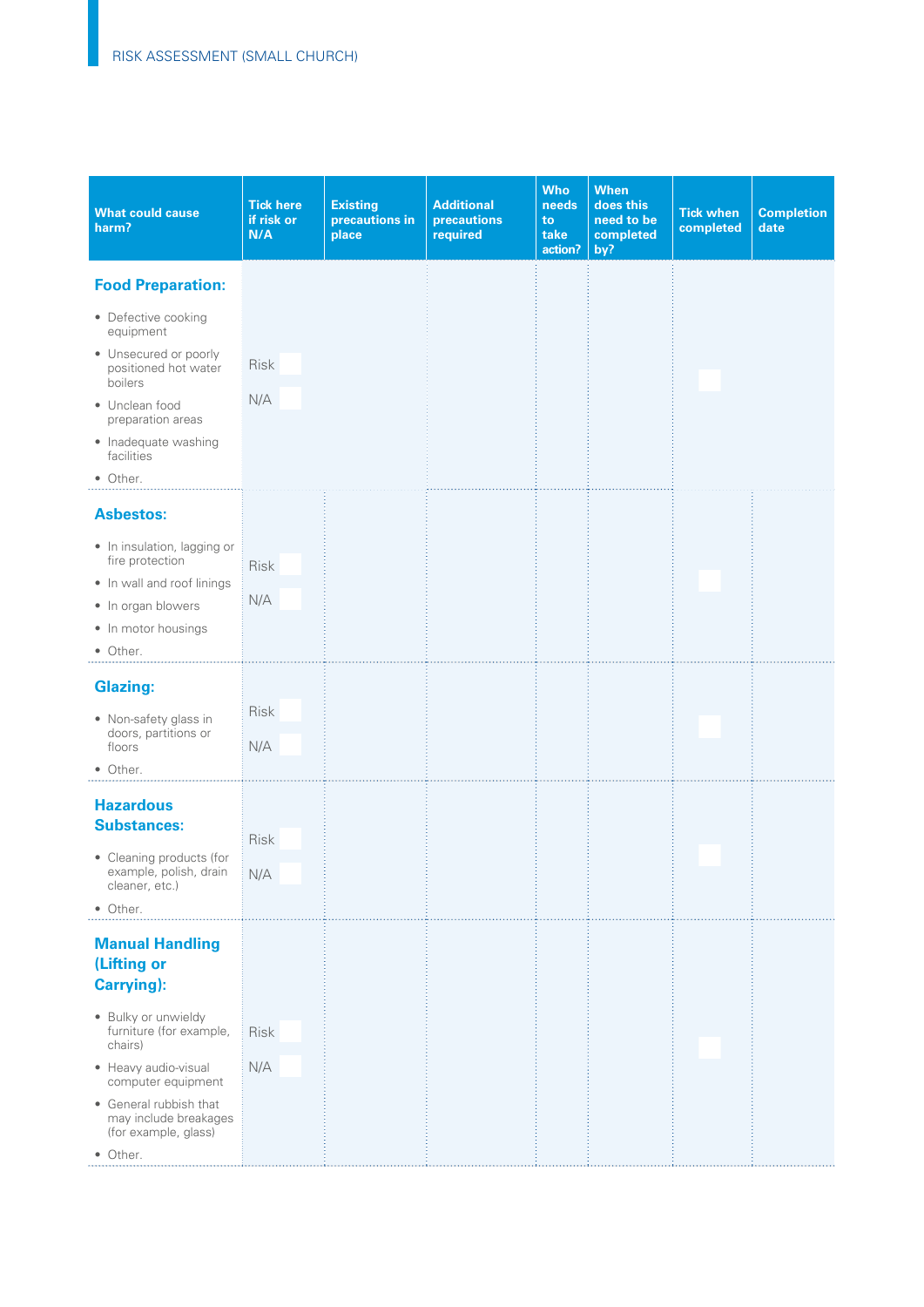| What could cause harm? | Tick here if risk or N/A | Existing precautions in place | Additional precautions required | Who needs to take action? | When does this need to be completed by? | Tick when completed | Completion date |
|---|---|---|---|---|---|---|---|
| **Food Preparation:**<br>• Defective cooking equipment<br>• Unsecured or poorly positioned hot water boilers<br>• Unclean food preparation areas<br>• Inadequate washing facilities<br>• Other. | Risk ☐<br>N/A ☐ | | | | | ☐ | |
| **Asbestos:**<br>• In insulation, lagging or fire protection<br>• In wall and roof linings<br>• In organ blowers<br>• In motor housings<br>• Other. | Risk ☐<br>N/A ☐ | | | | | ☐ | |
| **Glazing:**<br>• Non-safety glass in doors, partitions or floors<br>• Other. | Risk ☐<br>N/A ☐ | | | | | ☐ | |
| **Hazardous Substances:**<br>• Cleaning products (for example, polish, drain cleaner, etc.)<br>• Other. | Risk ☐<br>N/A ☐ | | | | | ☐ | |
| **Manual Handling (Lifting or Carrying):**<br>• Bulky or unwieldy furniture (for example, chairs)<br>• Heavy audio-visual computer equipment<br>• General rubbish that may include breakages (for example, glass)<br>• Other. | Risk ☐<br>N/A ☐ | | | | | ☐ | |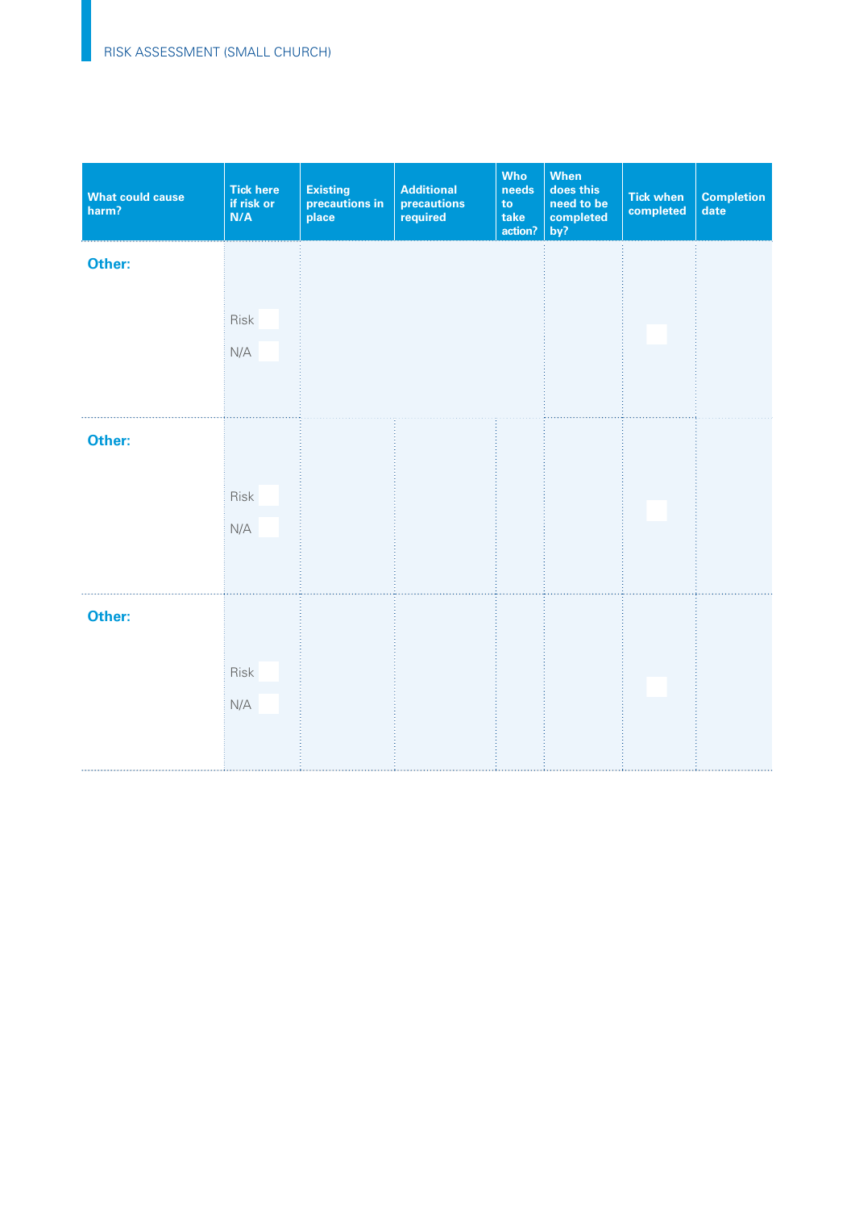| What could cause harm? | Tick here if risk or N/A | Existing precautions in place | Additional precautions required | Who needs to take action? | When does this need to be completed by? | Tick when completed | Completion date |
|---|---|---|---|---|---|---|---|
| **Other:** | Risk ☐ N/A ☐ | | | | | ☐ | |
| **Other:** | Risk ☐ N/A ☐ | | | | | ☐ | |
| **Other:** | Risk ☐ N/A ☐ | | | | | ☐ | |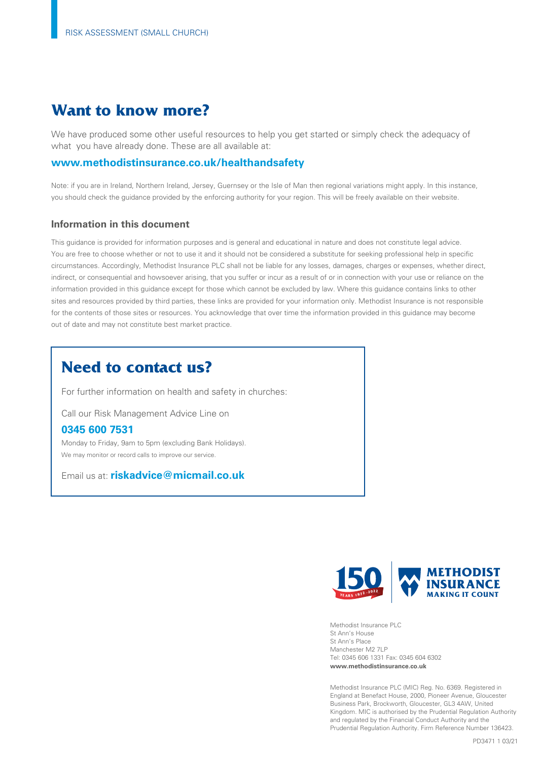## Want to know more?

We have produced some other useful resources to help you get started or simply check the adequacy of what you have already done. These are all available at:

**www.methodistinsurance.co.uk/healthandsafety**

Note: if you are in Ireland, Northern Ireland, Jersey, Guernsey or the Isle of Man then regional variations might apply. In this instance, you should check the guidance provided by the enforcing authority for your region. This will be freely available on their website.

### Information in this document

This guidance is provided for information purposes and is general and educational in nature and does not constitute legal advice. You are free to choose whether or not to use it and it should not be considered a substitute for seeking professional help in specific circumstances. Accordingly, Methodist Insurance PLC shall not be liable for any losses, damages, charges or expenses, whether direct, indirect, or consequential and howsoever arising, that you suffer or incur as a result of or in connection with your use or reliance on the information provided in this guidance except for those which cannot be excluded by law. Where this guidance contains links to other sites and resources provided by third parties, these links are provided for your information only. Methodist Insurance is not responsible for the contents of those sites or resources. You acknowledge that over time the information provided in this guidance may become out of date and may not constitute best market practice.

## Need to contact us?

For further information on health and safety in churches:

Call our Risk Management Advice Line on

**0345 600 7531**

Monday to Friday, 9am to 5pm (excluding Bank Holidays).
We may monitor or record calls to improve our service.

Email us at: **riskadvice@micmail.co.uk**

150 YEARS 1872-2022

METHODIST INSURANCE
MAKING IT COUNT

Methodist Insurance PLC
St Ann's House
St Ann's Place
Manchester M2 7LP
Tel: 0345 606 1331 Fax: 0345 604 6302
**www.methodistinsurance.co.uk**

Methodist Insurance PLC (MIC) Reg. No. 6369. Registered in England at Benefact House, 2000, Pioneer Avenue, Gloucester Business Park, Brockworth, Gloucester, GL3 4AW, United Kingdom. MIC is authorised by the Prudential Regulation Authority and regulated by the Financial Conduct Authority and the Prudential Regulation Authority. Firm Reference Number 136423.

PD3471 1 03/21